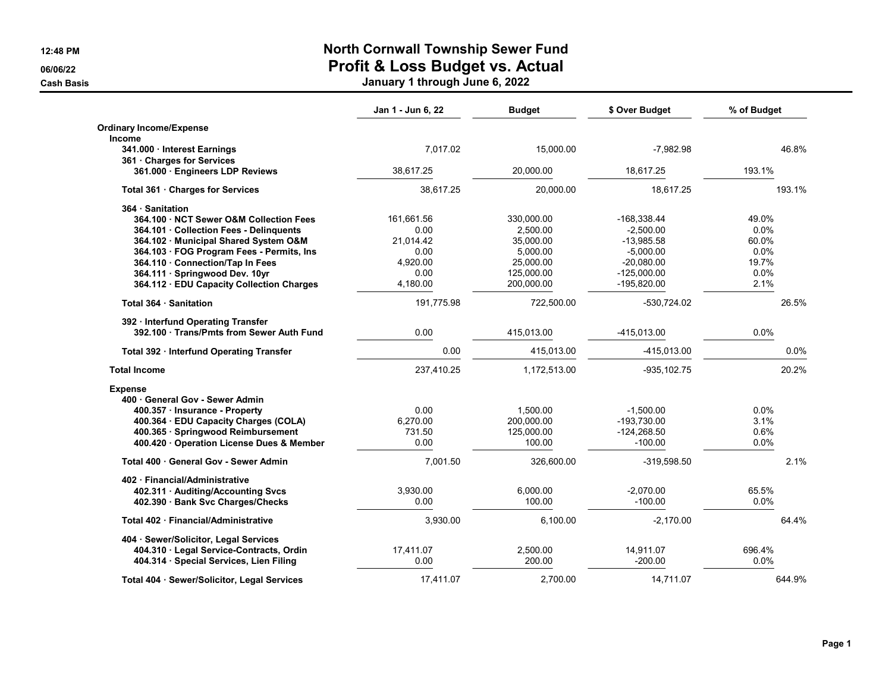# North Cornwall Township Sewer Fund

## Profit & Loss Budget vs. Actual

**January 1 through June 6, 2022**

12:48 PM
06/06/22
Cash Basis

| | Jan 1 - Jun 6, 22 | Budget | $ Over Budget | % of Budget |
|---|---|---|---|---|
| **Ordinary Income/Expense** | | | | |
| **Income** | | | | |
| **341.000 · Interest Earnings** | 7,017.02 | 15,000.00 | -7,982.98 | 46.8% |
| **361 · Charges for Services** | | | | |
| **361.000 · Engineers LDP Reviews** | 38,617.25 | 20,000.00 | 18,617.25 | 193.1% |
| **Total 361 · Charges for Services** | 38,617.25 | 20,000.00 | 18,617.25 | 193.1% |
| **364 · Sanitation** | | | | |
| **364.100 · NCT Sewer O&M Collection Fees** | 161,661.56 | 330,000.00 | -168,338.44 | 49.0% |
| **364.101 · Collection Fees - Delinquents** | 0.00 | 2,500.00 | -2,500.00 | 0.0% |
| **364.102 · Municipal Shared System O&M** | 21,014.42 | 35,000.00 | -13,985.58 | 60.0% |
| **364.103 · FOG Program Fees - Permits, Ins** | 0.00 | 5,000.00 | -5,000.00 | 0.0% |
| **364.110 · Connection/Tap In Fees** | 4,920.00 | 25,000.00 | -20,080.00 | 19.7% |
| **364.111 · Springwood Dev. 10yr** | 0.00 | 125,000.00 | -125,000.00 | 0.0% |
| **364.112 · EDU Capacity Collection Charges** | 4,180.00 | 200,000.00 | -195,820.00 | 2.1% |
| **Total 364 · Sanitation** | 191,775.98 | 722,500.00 | -530,724.02 | 26.5% |
| **392 · Interfund Operating Transfer** | | | | |
| **392.100 · Trans/Pmts from Sewer Auth Fund** | 0.00 | 415,013.00 | -415,013.00 | 0.0% |
| **Total 392 · Interfund Operating Transfer** | 0.00 | 415,013.00 | -415,013.00 | 0.0% |
| **Total Income** | 237,410.25 | 1,172,513.00 | -935,102.75 | 20.2% |
| **Expense** | | | | |
| **400 · General Gov - Sewer Admin** | | | | |
| **400.357 · Insurance - Property** | 0.00 | 1,500.00 | -1,500.00 | 0.0% |
| **400.364 · EDU Capacity Charges (COLA)** | 6,270.00 | 200,000.00 | -193,730.00 | 3.1% |
| **400.365 · Springwood Reimbursement** | 731.50 | 125,000.00 | -124,268.50 | 0.6% |
| **400.420 · Operation License Dues & Member** | 0.00 | 100.00 | -100.00 | 0.0% |
| **Total 400 · General Gov - Sewer Admin** | 7,001.50 | 326,600.00 | -319,598.50 | 2.1% |
| **402 · Financial/Administrative** | | | | |
| **402.311 · Auditing/Accounting Svcs** | 3,930.00 | 6,000.00 | -2,070.00 | 65.5% |
| **402.390 · Bank Svc Charges/Checks** | 0.00 | 100.00 | -100.00 | 0.0% |
| **Total 402 · Financial/Administrative** | 3,930.00 | 6,100.00 | -2,170.00 | 64.4% |
| **404 · Sewer/Solicitor, Legal Services** | | | | |
| **404.310 · Legal Service-Contracts, Ordin** | 17,411.07 | 2,500.00 | 14,911.07 | 696.4% |
| **404.314 · Special Services, Lien Filing** | 0.00 | 200.00 | -200.00 | 0.0% |
| **Total 404 · Sewer/Solicitor, Legal Services** | 17,411.07 | 2,700.00 | 14,711.07 | 644.9% |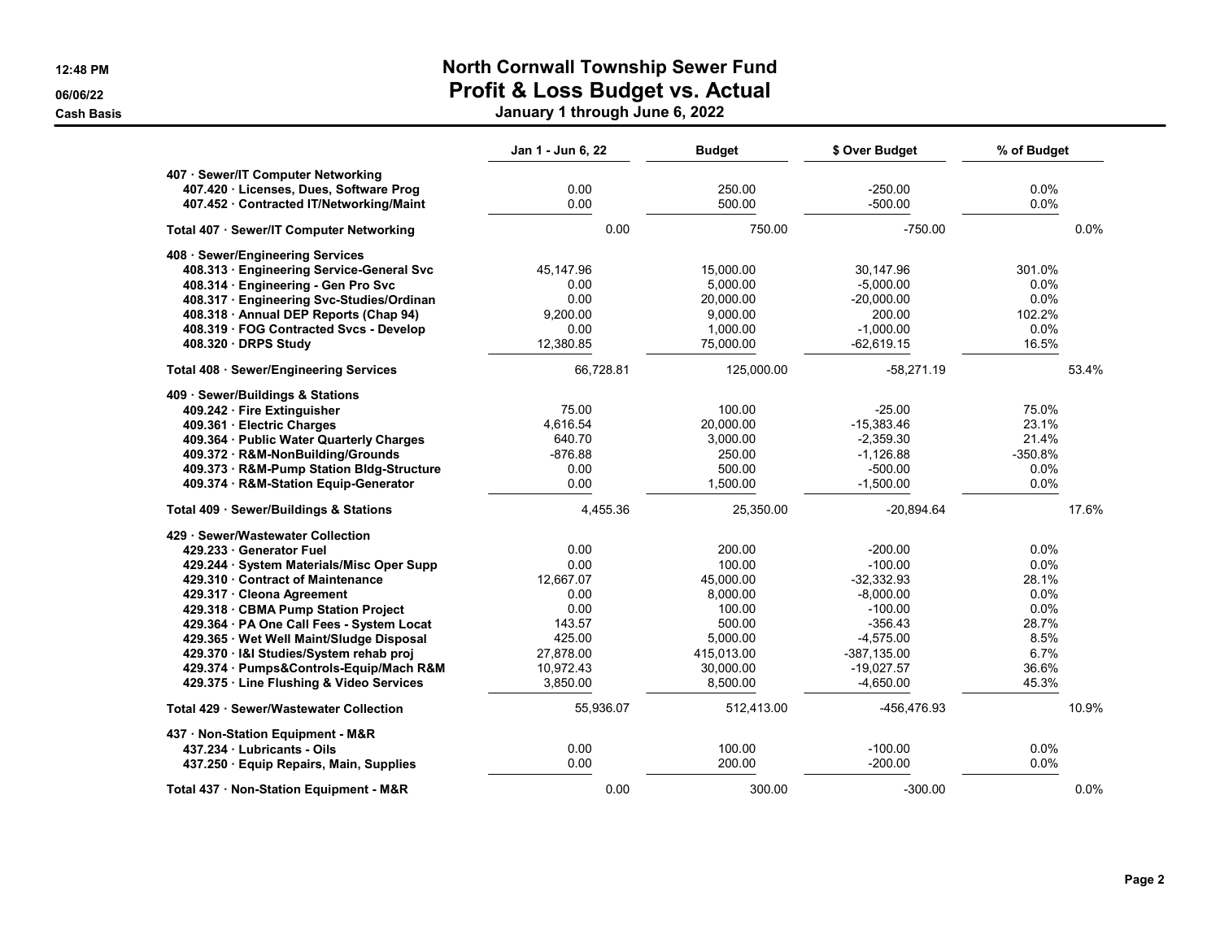# North Cornwall Township Sewer Fund
## Profit & Loss Budget vs. Actual
### January 1 through June 6, 2022

12:48 PM
06/06/22
Cash Basis

| | Jan 1 - Jun 6, 22 | Budget | $ Over Budget | % of Budget |
|---|---|---|---|---|
| **407 · Sewer/IT Computer Networking** | | | | |
| 407.420 · Licenses, Dues, Software Prog | 0.00 | 250.00 | -250.00 | 0.0% |
| 407.452 · Contracted IT/Networking/Maint | 0.00 | 500.00 | -500.00 | 0.0% |
| **Total 407 · Sewer/IT Computer Networking** | 0.00 | 750.00 | -750.00 | 0.0% |
| **408 · Sewer/Engineering Services** | | | | |
| 408.313 · Engineering Service-General Svc | 45,147.96 | 15,000.00 | 30,147.96 | 301.0% |
| 408.314 · Engineering - Gen Pro Svc | 0.00 | 5,000.00 | -5,000.00 | 0.0% |
| 408.317 · Engineering Svc-Studies/Ordinan | 0.00 | 20,000.00 | -20,000.00 | 0.0% |
| 408.318 · Annual DEP Reports (Chap 94) | 9,200.00 | 9,000.00 | 200.00 | 102.2% |
| 408.319 · FOG Contracted Svcs - Develop | 0.00 | 1,000.00 | -1,000.00 | 0.0% |
| 408.320 · DRPS Study | 12,380.85 | 75,000.00 | -62,619.15 | 16.5% |
| **Total 408 · Sewer/Engineering Services** | 66,728.81 | 125,000.00 | -58,271.19 | 53.4% |
| **409 · Sewer/Buildings & Stations** | | | | |
| 409.242 · Fire Extinguisher | 75.00 | 100.00 | -25.00 | 75.0% |
| 409.361 · Electric Charges | 4,616.54 | 20,000.00 | -15,383.46 | 23.1% |
| 409.364 · Public Water Quarterly Charges | 640.70 | 3,000.00 | -2,359.30 | 21.4% |
| 409.372 · R&M-NonBuilding/Grounds | -876.88 | 250.00 | -1,126.88 | -350.8% |
| 409.373 · R&M-Pump Station Bldg-Structure | 0.00 | 500.00 | -500.00 | 0.0% |
| 409.374 · R&M-Station Equip-Generator | 0.00 | 1,500.00 | -1,500.00 | 0.0% |
| **Total 409 · Sewer/Buildings & Stations** | 4,455.36 | 25,350.00 | -20,894.64 | 17.6% |
| **429 · Sewer/Wastewater Collection** | | | | |
| 429.233 · Generator Fuel | 0.00 | 200.00 | -200.00 | 0.0% |
| 429.244 · System Materials/Misc Oper Supp | 0.00 | 100.00 | -100.00 | 0.0% |
| 429.310 · Contract of Maintenance | 12,667.07 | 45,000.00 | -32,332.93 | 28.1% |
| 429.317 · Cleona Agreement | 0.00 | 8,000.00 | -8,000.00 | 0.0% |
| 429.318 · CBMA Pump Station Project | 0.00 | 100.00 | -100.00 | 0.0% |
| 429.364 · PA One Call Fees - System Locat | 143.57 | 500.00 | -356.43 | 28.7% |
| 429.365 · Wet Well Maint/Sludge Disposal | 425.00 | 5,000.00 | -4,575.00 | 8.5% |
| 429.370 · I&I Studies/System rehab proj | 27,878.00 | 415,013.00 | -387,135.00 | 6.7% |
| 429.374 · Pumps&Controls-Equip/Mach R&M | 10,972.43 | 30,000.00 | -19,027.57 | 36.6% |
| 429.375 · Line Flushing & Video Services | 3,850.00 | 8,500.00 | -4,650.00 | 45.3% |
| **Total 429 · Sewer/Wastewater Collection** | 55,936.07 | 512,413.00 | -456,476.93 | 10.9% |
| **437 · Non-Station Equipment - M&R** | | | | |
| 437.234 · Lubricants - Oils | 0.00 | 100.00 | -100.00 | 0.0% |
| 437.250 · Equip Repairs, Main, Supplies | 0.00 | 200.00 | -200.00 | 0.0% |
| **Total 437 · Non-Station Equipment - M&R** | 0.00 | 300.00 | -300.00 | 0.0% |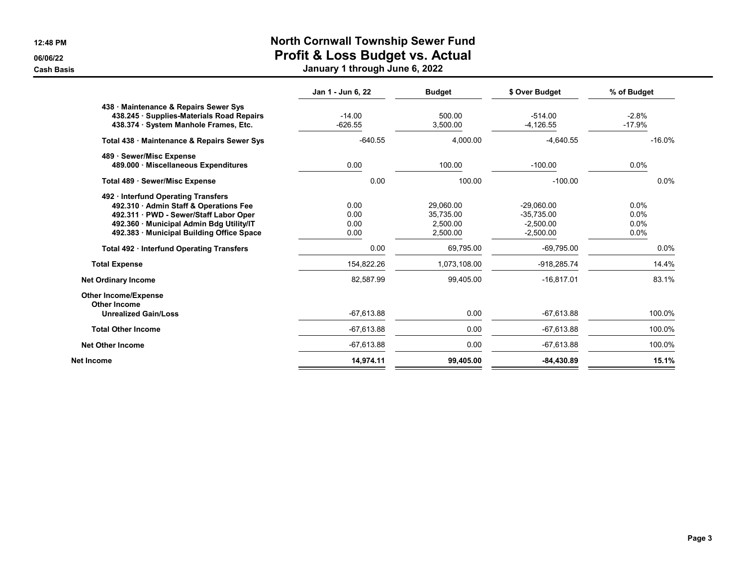# North Cornwall Township Sewer Fund

## Profit & Loss Budget vs. Actual

### January 1 through June 6, 2022

12:48 PM
06/06/22
Cash Basis

| | Jan 1 - Jun 6, 22 | Budget | $ Over Budget | % of Budget |
|---|---|---|---|---|
| 438 · Maintenance & Repairs Sewer Sys | | | | |
| 438.245 · Supplies-Materials Road Repairs | -14.00 | 500.00 | -514.00 | -2.8% |
| 438.374 · System Manhole Frames, Etc. | -626.55 | 3,500.00 | -4,126.55 | -17.9% |
| **Total 438 · Maintenance & Repairs Sewer Sys** | -640.55 | 4,000.00 | -4,640.55 | -16.0% |
| 489 · Sewer/Misc Expense | | | | |
| 489.000 · Miscellaneous Expenditures | 0.00 | 100.00 | -100.00 | 0.0% |
| **Total 489 · Sewer/Misc Expense** | 0.00 | 100.00 | -100.00 | 0.0% |
| 492 · Interfund Operating Transfers | | | | |
| 492.310 · Admin Staff & Operations Fee | 0.00 | 29,060.00 | -29,060.00 | 0.0% |
| 492.311 · PWD - Sewer/Staff Labor Oper | 0.00 | 35,735.00 | -35,735.00 | 0.0% |
| 492.360 · Municipal Admin Bdg Utility/IT | 0.00 | 2,500.00 | -2,500.00 | 0.0% |
| 492.383 · Municipal Building Office Space | 0.00 | 2,500.00 | -2,500.00 | 0.0% |
| **Total 492 · Interfund Operating Transfers** | 0.00 | 69,795.00 | -69,795.00 | 0.0% |
| **Total Expense** | 154,822.26 | 1,073,108.00 | -918,285.74 | 14.4% |
| **Net Ordinary Income** | 82,587.99 | 99,405.00 | -16,817.01 | 83.1% |
| **Other Income/Expense** | | | | |
| **Other Income** | | | | |
| **Unrealized Gain/Loss** | -67,613.88 | 0.00 | -67,613.88 | 100.0% |
| **Total Other Income** | -67,613.88 | 0.00 | -67,613.88 | 100.0% |
| **Net Other Income** | -67,613.88 | 0.00 | -67,613.88 | 100.0% |
| **Net Income** | **14,974.11** | **99,405.00** | **-84,430.89** | **15.1%** |